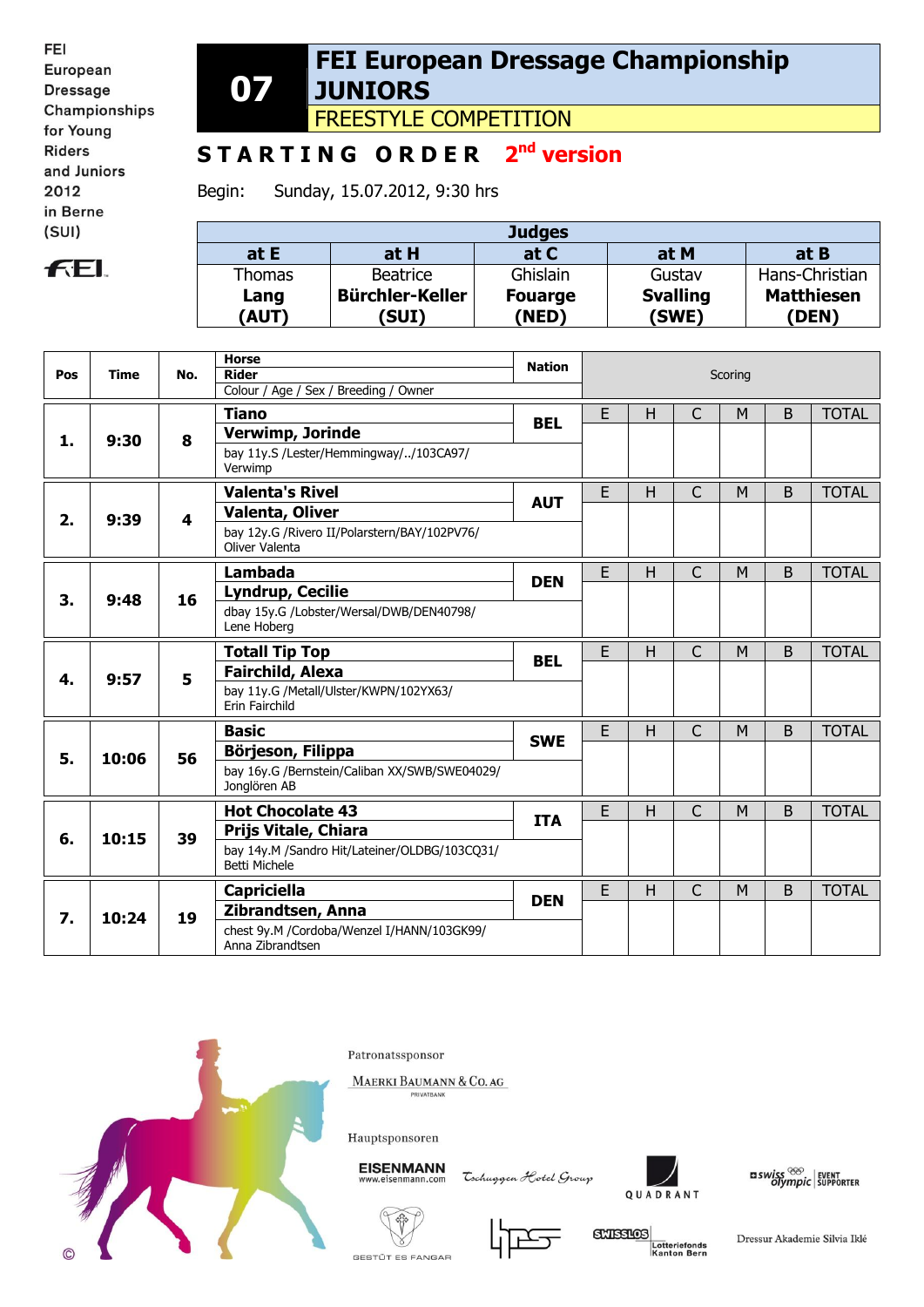FEI European Dressage Championships for Young Riders and Juniors 2012 in Berne (SUI)

# 07 FEI European Dressage Championship JUNIORS

## FREESTYLE COMPETITION

## STARTING ORDER 2nd version

Begin: Sunday, 15.07.2012, 9:30 hrs

| Judges | | | | |
|---|---|---|---|---|
| at E | at H | at C | at M | at B |
| Thomas **Lang** **(AUT)** | Beatrice **Bürcher-Keller** **(SUI)** | Ghislain **Fouarge** **(NED)** | Gustav **Svalling** **(SWE)** | Hans-Christian **Matthiesen** **(DEN)** |

| Pos | Time | No. | Horse / Rider / Colour / Age / Sex / Breeding / Owner | Nation | E | H | C | M | B | TOTAL |
|---|---|---|---|---|---|---|---|---|---|---|
| 1. | 9:30 | 8 | **Tiano** **Verwimp, Jorinde** bay 11y.S /Lester/Hemmingway/../103CA97/ Verwimp | BEL | | | | | | |
| 2. | 9:39 | 4 | **Valenta's Rivel** **Valenta, Oliver** bay 12y.G /Rivero II/Polarstern/BAY/102PV76/ Oliver Valenta | AUT | | | | | | |
| 3. | 9:48 | 16 | **Lambada** **Lyndrup, Cecilie** dbay 15y.G /Lobster/Wersal/DWB/DEN40798/ Lene Hoberg | DEN | | | | | | |
| 4. | 9:57 | 5 | **Totall Tip Top** **Fairchild, Alexa** bay 11y.G /Metall/Ulster/KWPN/102YX63/ Erin Fairchild | BEL | | | | | | |
| 5. | 10:06 | 56 | **Basic** **Börjeson, Filippa** bay 16y.G /Bernstein/Caliban XX/SWB/SWE04029/ Jonglören AB | SWE | | | | | | |
| 6. | 10:15 | 39 | **Hot Chocolate 43** **Prijs Vitale, Chiara** bay 14y.M /Sandro Hit/Lateiner/OLDBG/103CQ31/ Betti Michele | ITA | | | | | | |
| 7. | 10:24 | 19 | **Capriciella** **Zibrandtsen, Anna** chest 9y.M /Cordoba/Wenzel I/HANN/103GK99/ Anna Zibrandtsen | DEN | | | | | | |

Patronatssponsor

Maerki Baumann & Co. AG Privatbank

Hauptsponsoren

Eisenmann www.eisenmann.com — Tschuggen Hotel Group — Quadrant — swiss olympic Event Supporter — Gestüt Es Fangar — Swisslos Lotteriefonds Kanton Bern — Dressur Akademie Silvia Iklé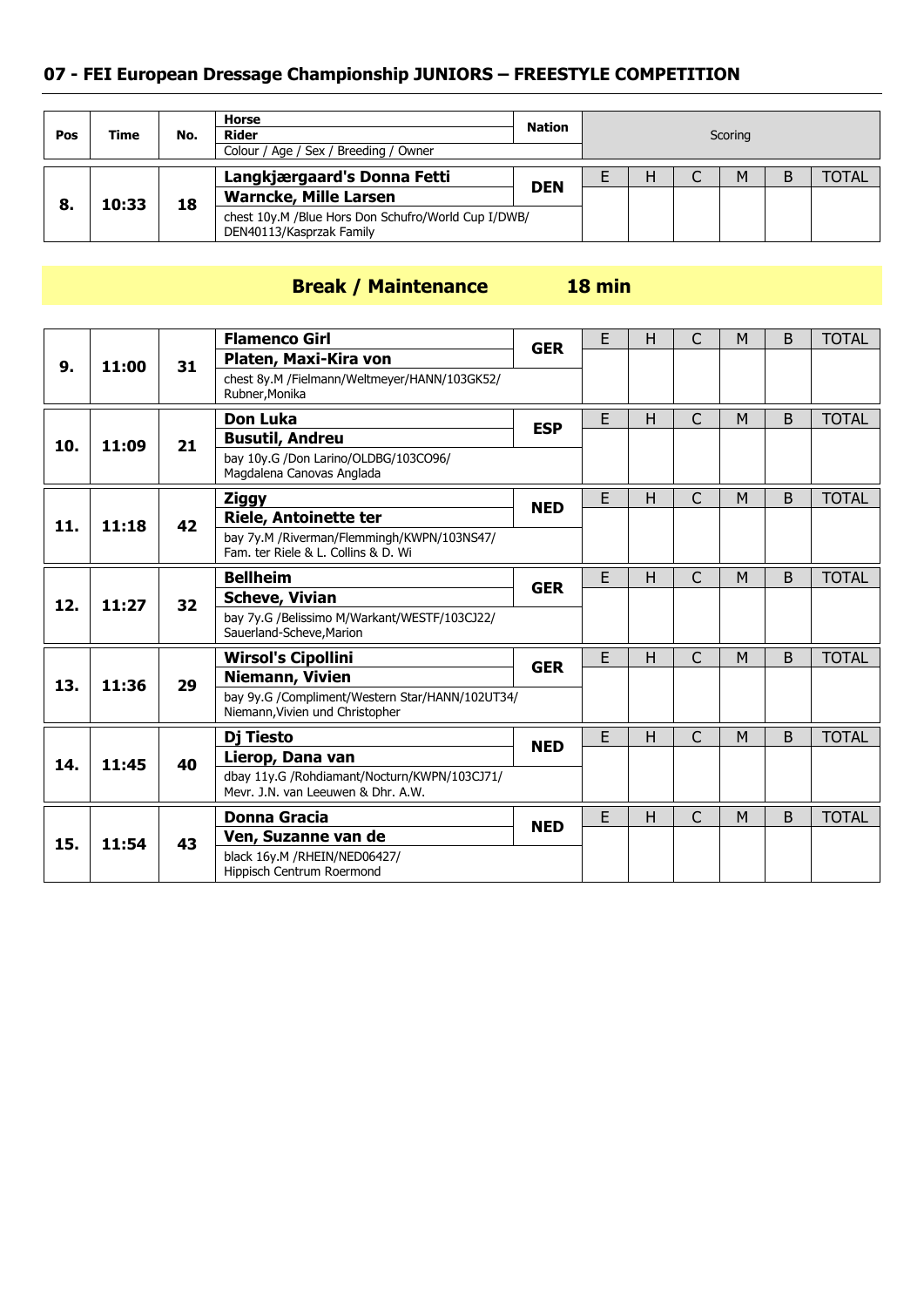## 07 - FEI European Dressage Championship JUNIORS – FREESTYLE COMPETITION

| Pos | Time | No. | Horse / Rider / Colour / Age / Sex / Breeding / Owner | Nation | E | H | C | M | B | TOTAL |
|---|---|---|---|---|---|---|---|---|---|---|
| 8. | 10:33 | 18 | **Langkjærgaard's Donna Fetti**<br>**Warncke, Mille Larsen**<br>chest 10y.M /Blue Hors Don Schufro/World Cup I/DWB/ DEN40113/Kasprzak Family | DEN | | | | | | |

**Break / Maintenance 18 min**

| Pos | Time | No. | Horse / Rider / Colour / Age / Sex / Breeding / Owner | Nation | E | H | C | M | B | TOTAL |
|---|---|---|---|---|---|---|---|---|---|---|
| 9. | 11:00 | 31 | **Flamenco Girl**<br>**Platen, Maxi-Kira von**<br>chest 8y.M /Fielmann/Weltmeyer/HANN/103GK52/ Rubner,Monika | GER | | | | | | |
| 10. | 11:09 | 21 | **Don Luka**<br>**Busutil, Andreu**<br>bay 10y.G /Don Larino/OLDBG/103CO96/ Magdalena Canovas Anglada | ESP | | | | | | |
| 11. | 11:18 | 42 | **Ziggy**<br>**Riele, Antoinette ter**<br>bay 7y.M /Riverman/Flemmingh/KWPN/103NS47/ Fam. ter Riele & L. Collins & D. Wi | NED | | | | | | |
| 12. | 11:27 | 32 | **Bellheim**<br>**Scheve, Vivian**<br>bay 7y.G /Belissimo M/Warkant/WESTF/103CJ22/ Sauerland-Scheve,Marion | GER | | | | | | |
| 13. | 11:36 | 29 | **Wirsol's Cipollini**<br>**Niemann, Vivien**<br>bay 9y.G /Compliment/Western Star/HANN/102UT34/ Niemann,Vivien und Christopher | GER | | | | | | |
| 14. | 11:45 | 40 | **Dj Tiesto**<br>**Lierop, Dana van**<br>dbay 11y.G /Rohdiamant/Nocturn/KWPN/103CJ71/ Mevr. J.N. van Leeuwen & Dhr. A.W. | NED | | | | | | |
| 15. | 11:54 | 43 | **Donna Gracia**<br>**Ven, Suzanne van de**<br>black 16y.M /RHEIN/NED06427/ Hippisch Centrum Roermond | NED | | | | | | |